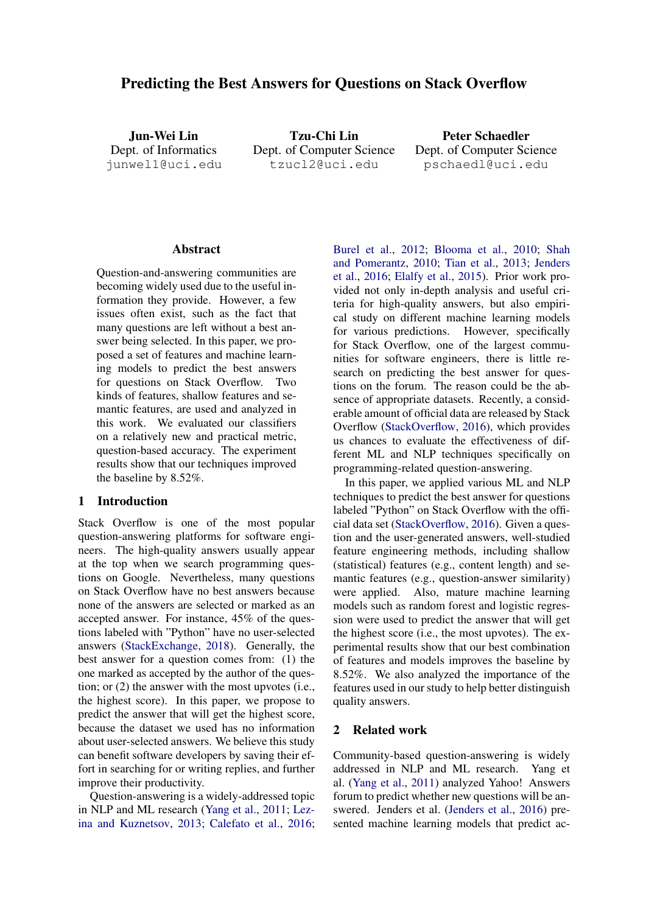# Predicting the Best Answers for Questions on Stack Overflow

**Jun-Wei Lin**
Dept. of Informatics
junwel1@uci.edu

**Tzu-Chi Lin**
Dept. of Computer Science
tzucl2@uci.edu

**Peter Schaedler**
Dept. of Computer Science
pschaedl@uci.edu

## Abstract

Question-and-answering communities are becoming widely used due to the useful information they provide. However, a few issues often exist, such as the fact that many questions are left without a best answer being selected. In this paper, we proposed a set of features and machine learning models to predict the best answers for questions on Stack Overflow. Two kinds of features, shallow features and semantic features, are used and analyzed in this work. We evaluated our classifiers on a relatively new and practical metric, question-based accuracy. The experiment results show that our techniques improved the baseline by 8.52%.

## 1 Introduction

Stack Overflow is one of the most popular question-answering platforms for software engineers. The high-quality answers usually appear at the top when we search programming questions on Google. Nevertheless, many questions on Stack Overflow have no best answers because none of the answers are selected or marked as an accepted answer. For instance, 45% of the questions labeled with "Python" have no user-selected answers (StackExchange, 2018). Generally, the best answer for a question comes from: (1) the one marked as accepted by the author of the question; or (2) the answer with the most upvotes (i.e., the highest score). In this paper, we propose to predict the answer that will get the highest score, because the dataset we used has no information about user-selected answers. We believe this study can benefit software developers by saving their effort in searching for or writing replies, and further improve their productivity.

Question-answering is a widely-addressed topic in NLP and ML research (Yang et al., 2011; Lezina and Kuznetsov, 2013; Calefato et al., 2016; Burel et al., 2012; Blooma et al., 2010; Shah and Pomerantz, 2010; Tian et al., 2013; Jenders et al., 2016; Elalfy et al., 2015). Prior work provided not only in-depth analysis and useful criteria for high-quality answers, but also empirical study on different machine learning models for various predictions. However, specifically for Stack Overflow, one of the largest communities for software engineers, there is little research on predicting the best answer for questions on the forum. The reason could be the absence of appropriate datasets. Recently, a considerable amount of official data are released by Stack Overflow (StackOverflow, 2016), which provides us chances to evaluate the effectiveness of different ML and NLP techniques specifically on programming-related question-answering.

In this paper, we applied various ML and NLP techniques to predict the best answer for questions labeled "Python" on Stack Overflow with the official data set (StackOverflow, 2016). Given a question and the user-generated answers, well-studied feature engineering methods, including shallow (statistical) features (e.g., content length) and semantic features (e.g., question-answer similarity) were applied. Also, mature machine learning models such as random forest and logistic regression were used to predict the answer that will get the highest score (i.e., the most upvotes). The experimental results show that our best combination of features and models improves the baseline by 8.52%. We also analyzed the importance of the features used in our study to help better distinguish quality answers.

## 2 Related work

Community-based question-answering is widely addressed in NLP and ML research. Yang et al. (Yang et al., 2011) analyzed Yahoo! Answers forum to predict whether new questions will be answered. Jenders et al. (Jenders et al., 2016) presented machine learning models that predict ac-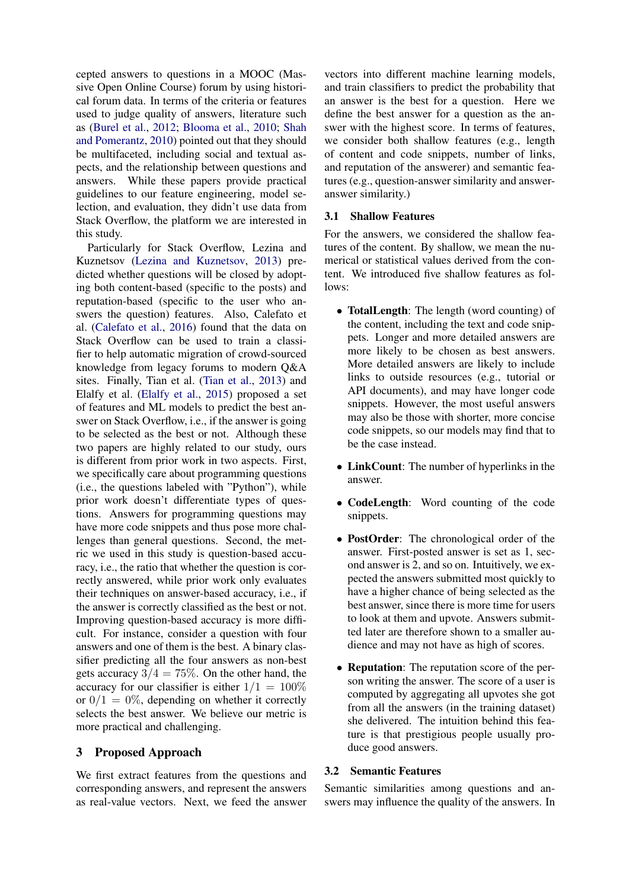cepted answers to questions in a MOOC (Massive Open Online Course) forum by using historical forum data. In terms of the criteria or features used to judge quality of answers, literature such as (Burel et al., 2012; Blooma et al., 2010; Shah and Pomerantz, 2010) pointed out that they should be multifaceted, including social and textual aspects, and the relationship between questions and answers. While these papers provide practical guidelines to our feature engineering, model selection, and evaluation, they didn't use data from Stack Overflow, the platform we are interested in this study.

Particularly for Stack Overflow, Lezina and Kuznetsov (Lezina and Kuznetsov, 2013) predicted whether questions will be closed by adopting both content-based (specific to the posts) and reputation-based (specific to the user who answers the question) features. Also, Calefato et al. (Calefato et al., 2016) found that the data on Stack Overflow can be used to train a classifier to help automatic migration of crowd-sourced knowledge from legacy forums to modern Q&A sites. Finally, Tian et al. (Tian et al., 2013) and Elalfy et al. (Elalfy et al., 2015) proposed a set of features and ML models to predict the best answer on Stack Overflow, i.e., if the answer is going to be selected as the best or not. Although these two papers are highly related to our study, ours is different from prior work in two aspects. First, we specifically care about programming questions (i.e., the questions labeled with "Python"), while prior work doesn't differentiate types of questions. Answers for programming questions may have more code snippets and thus pose more challenges than general questions. Second, the metric we used in this study is question-based accuracy, i.e., the ratio that whether the question is correctly answered, while prior work only evaluates their techniques on answer-based accuracy, i.e., if the answer is correctly classified as the best or not. Improving question-based accuracy is more difficult. For instance, consider a question with four answers and one of them is the best. A binary classifier predicting all the four answers as non-best gets accuracy $3/4 = 75\%$. On the other hand, the accuracy for our classifier is either $1/1 = 100\%$ or $0/1 = 0\%$, depending on whether it correctly selects the best answer. We believe our metric is more practical and challenging.

## 3 Proposed Approach

We first extract features from the questions and corresponding answers, and represent the answers as real-value vectors. Next, we feed the answer vectors into different machine learning models, and train classifiers to predict the probability that an answer is the best for a question. Here we define the best answer for a question as the answer with the highest score. In terms of features, we consider both shallow features (e.g., length of content and code snippets, number of links, and reputation of the answerer) and semantic features (e.g., question-answer similarity and answer-answer similarity.)

### 3.1 Shallow Features

For the answers, we considered the shallow features of the content. By shallow, we mean the numerical or statistical values derived from the content. We introduced five shallow features as follows:

- **TotalLength**: The length (word counting) of the content, including the text and code snippets. Longer and more detailed answers are more likely to be chosen as best answers. More detailed answers are likely to include links to outside resources (e.g., tutorial or API documents), and may have longer code snippets. However, the most useful answers may also be those with shorter, more concise code snippets, so our models may find that to be the case instead.
- **LinkCount**: The number of hyperlinks in the answer.
- **CodeLength**: Word counting of the code snippets.
- **PostOrder**: The chronological order of the answer. First-posted answer is set as 1, second answer is 2, and so on. Intuitively, we expected the answers submitted most quickly to have a higher chance of being selected as the best answer, since there is more time for users to look at them and upvote. Answers submitted later are therefore shown to a smaller audience and may not have as high of scores.
- **Reputation**: The reputation score of the person writing the answer. The score of a user is computed by aggregating all upvotes she got from all the answers (in the training dataset) she delivered. The intuition behind this feature is that prestigious people usually produce good answers.

### 3.2 Semantic Features

Semantic similarities among questions and answers may influence the quality of the answers. In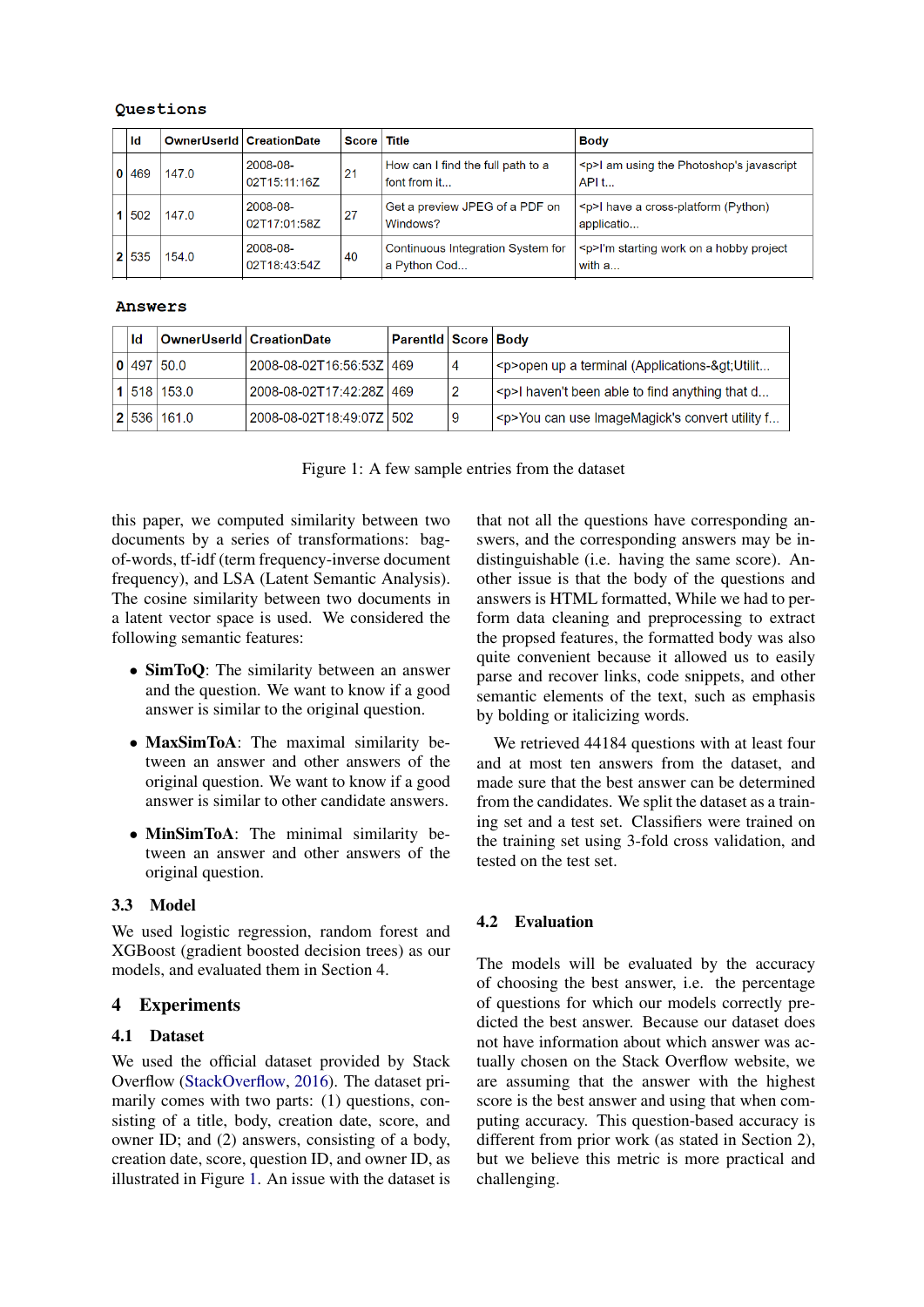**Questions**

| | Id | OwnerUserId | CreationDate | Score | Title | Body |
|---|---|---|---|---|---|---|
| 0 | 469 | 147.0 | 2008-08-02T15:11:16Z | 21 | How can I find the full path to a font from it... | <p>I am using the Photoshop's javascript API t... |
| 1 | 502 | 147.0 | 2008-08-02T17:01:58Z | 27 | Get a preview JPEG of a PDF on Windows? | <p>I have a cross-platform (Python) applicatio... |
| 2 | 535 | 154.0 | 2008-08-02T18:43:54Z | 40 | Continuous Integration System for a Python Cod... | <p>I'm starting work on a hobby project with a... |

**Answers**

| | Id | OwnerUserId | CreationDate | ParentId | Score | Body |
|---|---|---|---|---|---|---|
| 0 | 497 | 50.0 | 2008-08-02T16:56:53Z | 469 | 4 | <p>open up a terminal (Applications-&gt;Utilit... |
| 1 | 518 | 153.0 | 2008-08-02T17:42:28Z | 469 | 2 | <p>I haven't been able to find anything that d... |
| 2 | 536 | 161.0 | 2008-08-02T18:49:07Z | 502 | 9 | <p>You can use ImageMagick's convert utility f... |

Figure 1: A few sample entries from the dataset

this paper, we computed similarity between two documents by a series of transformations: bag-of-words, tf-idf (term frequency-inverse document frequency), and LSA (Latent Semantic Analysis). The cosine similarity between two documents in a latent vector space is used. We considered the following semantic features:

- **SimToQ**: The similarity between an answer and the question. We want to know if a good answer is similar to the original question.
- **MaxSimToA**: The maximal similarity between an answer and other answers of the original question. We want to know if a good answer is similar to other candidate answers.
- **MinSimToA**: The minimal similarity between an answer and other answers of the original question.

### 3.3 Model

We used logistic regression, random forest and XGBoost (gradient boosted decision trees) as our models, and evaluated them in Section 4.

## 4 Experiments

### 4.1 Dataset

We used the official dataset provided by Stack Overflow (StackOverflow, 2016). The dataset primarily comes with two parts: (1) questions, consisting of a title, body, creation date, score, and owner ID; and (2) answers, consisting of a body, creation date, score, question ID, and owner ID, as illustrated in Figure 1. An issue with the dataset is that not all the questions have corresponding answers, and the corresponding answers may be indistinguishable (i.e. having the same score). Another issue is that the body of the questions and answers is HTML formatted, While we had to perform data cleaning and preprocessing to extract the propsed features, the formatted body was also quite convenient because it allowed us to easily parse and recover links, code snippets, and other semantic elements of the text, such as emphasis by bolding or italicizing words.

We retrieved 44184 questions with at least four and at most ten answers from the dataset, and made sure that the best answer can be determined from the candidates. We split the dataset as a training set and a test set. Classifiers were trained on the training set using 3-fold cross validation, and tested on the test set.

### 4.2 Evaluation

The models will be evaluated by the accuracy of choosing the best answer, i.e. the percentage of questions for which our models correctly predicted the best answer. Because our dataset does not have information about which answer was actually chosen on the Stack Overflow website, we are assuming that the answer with the highest score is the best answer and using that when computing accuracy. This question-based accuracy is different from prior work (as stated in Section 2), but we believe this metric is more practical and challenging.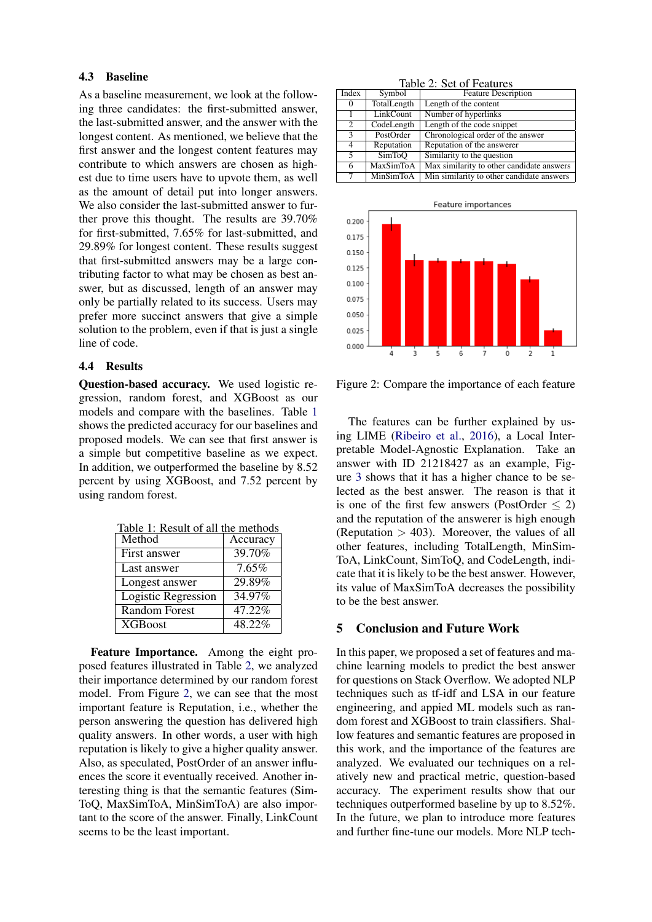### 4.3 Baseline

As a baseline measurement, we look at the following three candidates: the first-submitted answer, the last-submitted answer, and the answer with the longest content. As mentioned, we believe that the first answer and the longest content features may contribute to which answers are chosen as highest due to time users have to upvote them, as well as the amount of detail put into longer answers. We also consider the last-submitted answer to further prove this thought. The results are 39.70% for first-submitted, 7.65% for last-submitted, and 29.89% for longest content. These results suggest that first-submitted answers may be a large contributing factor to what may be chosen as best answer, but as discussed, length of an answer may only be partially related to its success. Users may prefer more succinct answers that give a simple solution to the problem, even if that is just a single line of code.

### 4.4 Results

**Question-based accuracy.** We used logistic regression, random forest, and XGBoost as our models and compare with the baselines. Table 1 shows the predicted accuracy for our baselines and proposed models. We can see that first answer is a simple but competitive baseline as we expect. In addition, we outperformed the baseline by 8.52 percent by using XGBoost, and 7.52 percent by using random forest.

Table 1: Result of all the methods

| Method | Accuracy |
|---|---|
| First answer | 39.70% |
| Last answer | 7.65% |
| Longest answer | 29.89% |
| Logistic Regression | 34.97% |
| Random Forest | 47.22% |
| XGBoost | 48.22% |

**Feature Importance.** Among the eight proposed features illustrated in Table 2, we analyzed their importance determined by our random forest model. From Figure 2, we can see that the most important feature is Reputation, i.e., whether the person answering the question has delivered high quality answers. In other words, a user with high reputation is likely to give a higher quality answer. Also, as speculated, PostOrder of an answer influences the score it eventually received. Another interesting thing is that the semantic features (SimToQ, MaxSimToA, MinSimToA) are also important to the score of the answer. Finally, LinkCount seems to be the least important.

Table 2: Set of Features

| Index | Symbol | Feature Description |
|---|---|---|
| 0 | TotalLength | Length of the content |
| 1 | LinkCount | Number of hyperlinks |
| 2 | CodeLength | Length of the code snippet |
| 3 | PostOrder | Chronological order of the answer |
| 4 | Reputation | Reputation of the answerer |
| 5 | SimToQ | Similarity to the question |
| 6 | MaxSimToA | Max similarity to other candidate answers |
| 7 | MinSimToA | Min similarity to other candidate answers |

Feature importances

0.200
0.175
0.150
0.125
0.100
0.075
0.050
0.025
0.000

4 3 5 6 7 0 2 1

Figure 2: Compare the importance of each feature

The features can be further explained by using LIME (Ribeiro et al., 2016), a Local Interpretable Model-Agnostic Explanation. Take an answer with ID 21218427 as an example, Figure 3 shows that it has a higher chance to be selected as the best answer. The reason is that it is one of the first few answers (PostOrder $\leq 2$) and the reputation of the answerer is high enough (Reputation $> 403$). Moreover, the values of all other features, including TotalLength, MinSimToA, LinkCount, SimToQ, and CodeLength, indicate that it is likely to be the best answer. However, its value of MaxSimToA decreases the possibility to be the best answer.

## 5 Conclusion and Future Work

In this paper, we proposed a set of features and machine learning models to predict the best answer for questions on Stack Overflow. We adopted NLP techniques such as tf-idf and LSA in our feature engineering, and appied ML models such as random forest and XGBoost to train classifiers. Shallow features and semantic features are proposed in this work, and the importance of the features are analyzed. We evaluated our techniques on a relatively new and practical metric, question-based accuracy. The experiment results show that our techniques outperformed baseline by up to 8.52%. In the future, we plan to introduce more features and further fine-tune our models. More NLP tech-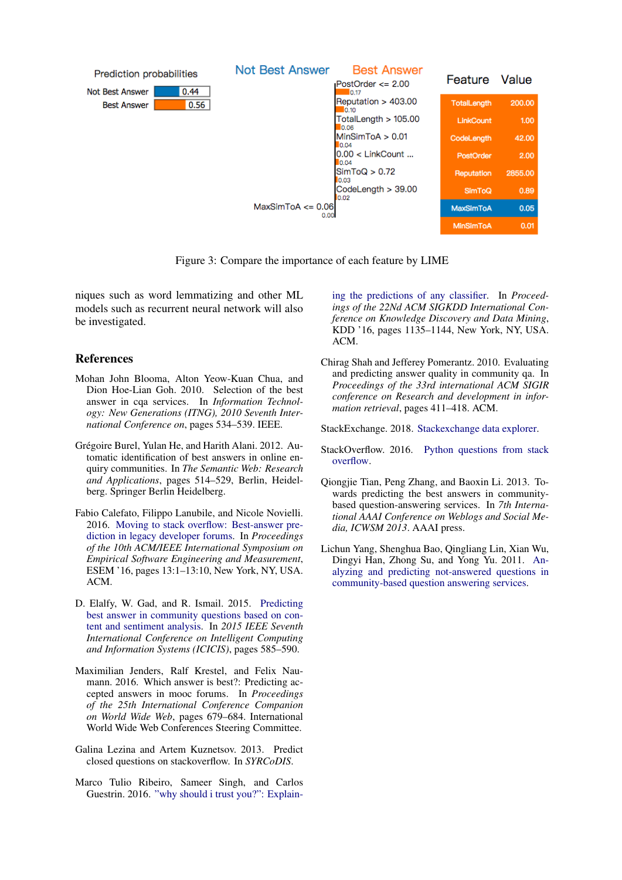Prediction probabilities

Not Best Answer 0.44

Best Answer 0.56

Not Best Answer

Best Answer

PostOrder <= 2.00
0.17

Reputation > 403.00
0.10

TotalLength > 105.00
0.06

MinSimToA > 0.01
0.04

0.00 < LinkCount ...
0.04

SimToQ > 0.72
0.03

CodeLength > 39.00
0.02

MaxSimToA <= 0.06
0.00

Feature Value

TotalLength 200.00

LinkCount 1.00

CodeLength 42.00

PostOrder 2.00

Reputation 2855.00

SimToQ 0.89

MaxSimToA 0.05

MinSimToA 0.01

Figure 3: Compare the importance of each feature by LIME

niques such as word lemmatizing and other ML models such as recurrent neural network will also be investigated.

## References

Mohan John Blooma, Alton Yeow-Kuan Chua, and Dion Hoe-Lian Goh. 2010. Selection of the best answer in cqa services. In *Information Technology: New Generations (ITNG), 2010 Seventh International Conference on*, pages 534–539. IEEE.

Grégoire Burel, Yulan He, and Harith Alani. 2012. Automatic identification of best answers in online enquiry communities. In *The Semantic Web: Research and Applications*, pages 514–529, Berlin, Heidelberg. Springer Berlin Heidelberg.

Fabio Calefato, Filippo Lanubile, and Nicole Novielli. 2016. Moving to stack overflow: Best-answer prediction in legacy developer forums. In *Proceedings of the 10th ACM/IEEE International Symposium on Empirical Software Engineering and Measurement*, ESEM '16, pages 13:1–13:10, New York, NY, USA. ACM.

D. Elalfy, W. Gad, and R. Ismail. 2015. Predicting best answer in community questions based on content and sentiment analysis. In *2015 IEEE Seventh International Conference on Intelligent Computing and Information Systems (ICICIS)*, pages 585–590.

Maximilian Jenders, Ralf Krestel, and Felix Naumann. 2016. Which answer is best?: Predicting accepted answers in mooc forums. In *Proceedings of the 25th International Conference Companion on World Wide Web*, pages 679–684. International World Wide Web Conferences Steering Committee.

Galina Lezina and Artem Kuznetsov. 2013. Predict closed questions on stackoverflow. In *SYRCoDIS*.

Marco Tulio Ribeiro, Sameer Singh, and Carlos Guestrin. 2016. "why should i trust you?": Explaining the predictions of any classifier. In *Proceedings of the 22Nd ACM SIGKDD International Conference on Knowledge Discovery and Data Mining*, KDD '16, pages 1135–1144, New York, NY, USA. ACM.

Chirag Shah and Jefferey Pomerantz. 2010. Evaluating and predicting answer quality in community qa. In *Proceedings of the 33rd international ACM SIGIR conference on Research and development in information retrieval*, pages 411–418. ACM.

StackExchange. 2018. Stackexchange data explorer.

StackOverflow. 2016. Python questions from stack overflow.

Qiongjie Tian, Peng Zhang, and Baoxin Li. 2013. Towards predicting the best answers in community-based question-answering services. In *7th International AAAI Conference on Weblogs and Social Media, ICWSM 2013*. AAAI press.

Lichun Yang, Shenghua Bao, Qingliang Lin, Xian Wu, Dingyi Han, Zhong Su, and Yong Yu. 2011. Analyzing and predicting not-answered questions in community-based question answering services.